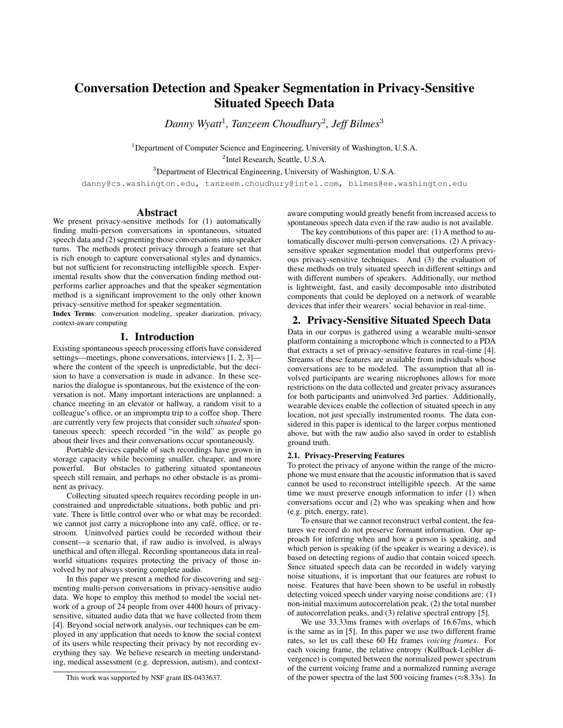# Conversation Detection and Speaker Segmentation in Privacy-Sensitive Situated Speech Data

*Danny Wyatt*[1], *Tanzeem Choudhury*[2], *Jeff Bilmes*[3]

[1]Department of Computer Science and Engineering, University of Washington, U.S.A.

[2]Intel Research, Seattle, U.S.A.

[3]Department of Electrical Engineering, University of Washington, U.S.A.

danny@cs.washington.edu, tanzeem.choudhury@intel.com, bilmes@ee.washington.edu

## Abstract

We present privacy-sensitive methods for (1) automatically finding multi-person conversations in spontaneous, situated speech data and (2) segmenting those conversations into speaker turns. The methods protect privacy through a feature set that is rich enough to capture conversational styles and dynamics, but not sufficient for reconstructing intelligible speech. Experimental results show that the conversation finding method outperforms earlier approaches and that the speaker segmentation method is a significant improvement to the only other known privacy-sensitive method for speaker segmentation.

**Index Terms**: conversation modeling, speaker diarization, privacy, context-aware computing

## 1. Introduction

Existing spontaneous speech processing efforts have considered settings—meetings, phone conversations, interviews [1, 2, 3]—where the content of the speech is unpredictable, but the decision to have a conversation is made in advance. In these scenarios the dialogue is spontaneous, but the existence of the conversation is not. Many important interactions are unplanned: a chance meeting in an elevator or hallway, a random visit to a colleague's office, or an impromptu trip to a coffee shop. There are currently very few projects that consider such *situated* spontaneous speech: speech recorded "in the wild" as people go about their lives and their conversations occur spontaneously.

Portable devices capable of such recordings have grown in storage capacity while becoming smaller, cheaper, and more powerful. But obstacles to gathering situated spontaneous speech still remain, and perhaps no other obstacle is as prominent as privacy.

Collecting situated speech requires recording people in unconstrained and unpredictable situations, both public and private. There is little control over who or what may be recorded: we cannot just carry a microphone into any café, office, or restroom. Uninvolved parties could be recorded without their consent—a scenario that, if raw audio is involved, is always unethical and often illegal. Recording spontaneous data in real-world situations requires protecting the privacy of those involved by not always storing complete audio.

In this paper we present a method for discovering and segmenting multi-person conversations in privacy-sensitive audio data. We hope to employ this method to model the social network of a group of 24 people from over 4400 hours of privacy-sensitive, situated audio data that we have collected from them [4]. Beyond social network analysis, our techniques can be employed in any application that needs to know the social context of its users while respecting their privacy by not recording everything they say. We believe research in meeting understanding, medical assessment (e.g. depression, autism), and context-aware computing would greatly benefit from increased access to spontaneous speech data even if the raw audio is not available.

The key contributions of this paper are: (1) A method to automatically discover multi-person conversations. (2) A privacy-sensitive speaker segmentation model that outperforms previous privacy-sensitive techniques. And (3) the evaluation of these methods on truly situated speech in different settings and with different numbers of speakers. Additionally, our method is lightweight, fast, and easily decomposable into distributed components that could be deployed on a network of wearable devices that infer their wearers' social behavior in real-time.

This work was supported by NSF grant IIS-0433637.

## 2. Privacy-Sensitive Situated Speech Data

Data in our corpus is gathered using a wearable multi-sensor platform containing a microphone which is connected to a PDA that extracts a set of privacy-sensitive features in real-time [4]. Streams of these features are available from individuals whose conversations are to be modeled. The assumption that all involved participants are wearing microphones allows for more restrictions on the data collected and greater privacy assurances for both participants and uninvolved 3rd parties. Additionally, wearable devices enable the collection of situated speech in any location, not just specially instrumented rooms. The data considered in this paper is identical to the larger corpus mentioned above, but with the raw audio also saved in order to establish ground truth.

### 2.1. Privacy-Preserving Features

To protect the privacy of anyone within the range of the microphone we must ensure that the acoustic information that is saved cannot be used to reconstruct intelligible speech. At the same time we must preserve enough information to infer (1) when conversations occur and (2) who was speaking when and how (e.g. pitch, energy, rate).

To ensure that we cannot reconstruct verbal content, the features we record do not preserve formant information. Our approach for inferring when and how a person is speaking, and which person is speaking (if the speaker is wearing a device), is based on detecting regions of audio that contain voiced speech. Since situated speech data can be recorded in widely varying noise situations, it is important that our features are robust to noise. Features that have been shown to be useful in robustly detecting voiced speech under varying noise conditions are: (1) non-initial maximum autocorrelation peak, (2) the total number of autocorrelation peaks, and (3) relative spectral entropy [5].

We use 33.33ms frames with overlaps of 16.67ms, which is the same as in [5]. In this paper we use two different frame rates, so let us call these 60 Hz frames *voicing frames*. For each voicing frame, the relative entropy (Kullback-Leibler divergence) is computed between the normalized power spectrum of the current voicing frame and a normalized running average of the power spectra of the last 500 voicing frames ($\approx$8.33s). In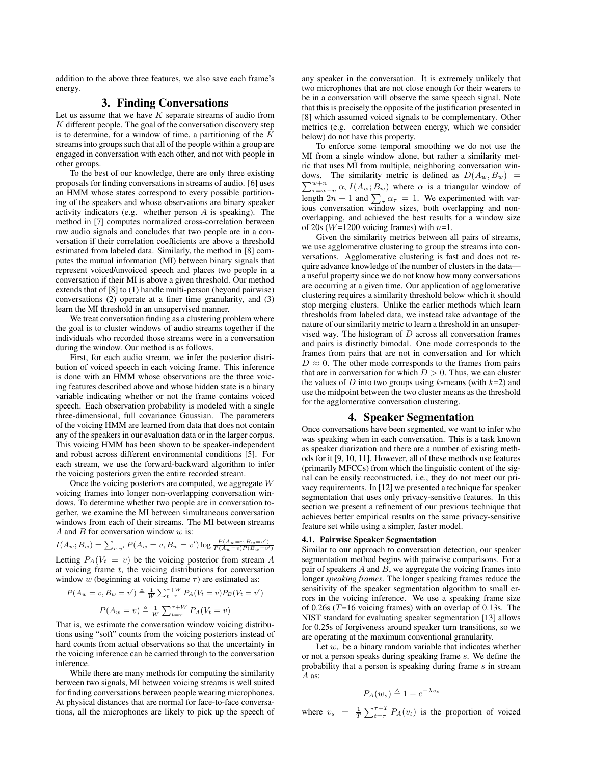addition to the above three features, we also save each frame's energy.

## 3. Finding Conversations

Let us assume that we have $K$ separate streams of audio from $K$ different people. The goal of the conversation discovery step is to determine, for a window of time, a partitioning of the $K$ streams into groups such that all of the people within a group are engaged in conversation with each other, and not with people in other groups.

To the best of our knowledge, there are only three existing proposals for finding conversations in streams of audio. [6] uses an HMM whose states correspond to every possible partitioning of the speakers and whose observations are binary speaker activity indicators (e.g. whether person $A$ is speaking). The method in [7] computes normalized cross-correlation between raw audio signals and concludes that two people are in a conversation if their correlation coefficients are above a threshold estimated from labeled data. Similarly, the method in [8] computes the mutual information (MI) between binary signals that represent voiced/unvoiced speech and places two people in a conversation if their MI is above a given threshold. Our method extends that of [8] to (1) handle multi-person (beyond pairwise) conversations (2) operate at a finer time granularity, and (3) learn the MI threshold in an unsupervised manner.

We treat conversation finding as a clustering problem where the goal is to cluster windows of audio streams together if the individuals who recorded those streams were in a conversation during the window. Our method is as follows.

First, for each audio stream, we infer the posterior distribution of voiced speech in each voicing frame. This inference is done with an HMM whose observations are the three voicing features described above and whose hidden state is a binary variable indicating whether or not the frame contains voiced speech. Each observation probability is modeled with a single three-dimensional, full covariance Gaussian. The parameters of the voicing HMM are learned from data that does not contain any of the speakers in our evaluation data or in the larger corpus. This voicing HMM has been shown to be speaker-independent and robust across different environmental conditions [5]. For each stream, we use the forward-backward algorithm to infer the voicing posteriors given the entire recorded stream.

Once the voicing posteriors are computed, we aggregate $W$ voicing frames into longer non-overlapping conversation windows. To determine whether two people are in conversation together, we examine the MI between simultaneous conversation windows from each of their streams. The MI between streams $A$ and $B$ for conversation window $w$ is:

$$I(A_w; B_w) = \sum_{v,v'} P(A_w = v, B_w = v') \log \frac{P(A_w=v, B_w=v')}{P(A_w=v)P(B_w=v')}$$

Letting $P_A(V_t = v)$ be the voicing posterior from stream $A$ at voicing frame $t$, the voicing distributions for conversation window $w$ (beginning at voicing frame $\tau$) are estimated as:

$$P(A_w = v, B_w = v') \triangleq \frac{1}{W} \sum_{t=\tau}^{\tau+W} P_A(V_t = v) P_B(V_t = v')$$

$$P(A_w = v) \triangleq \frac{1}{W} \sum_{t=\tau}^{\tau+W} P_A(V_t = v)$$

That is, we estimate the conversation window voicing distributions using "soft" counts from the voicing posteriors instead of hard counts from actual observations so that the uncertainty in the voicing inference can be carried through to the conversation inference.

While there are many methods for computing the similarity between two signals, MI between voicing streams is well suited for finding conversations between people wearing microphones. At physical distances that are normal for face-to-face conversations, all the microphones are likely to pick up the speech of any speaker in the conversation. It is extremely unlikely that two microphones that are not close enough for their wearers to be in a conversation will observe the same speech signal. Note that this is precisely the opposite of the justification presented in [8] which assumed voiced signals to be complementary. Other metrics (e.g. correlation between energy, which we consider below) do not have this property.

To enforce some temporal smoothing we do not use the MI from a single window alone, but rather a similarity metric that uses MI from multiple, neighboring conversation windows. The similarity metric is defined as $D(A_w, B_w) = \sum_{\tau=w-n}^{w+n} \alpha_\tau I(A_w; B_w)$ where $\alpha$ is a triangular window of length $2n+1$ and $\sum_\tau \alpha_\tau = 1$. We experimented with various conversation window sizes, both overlapping and non-overlapping, and achieved the best results for a window size of 20s ($W$=1200 voicing frames) with $n$=1.

Given the similarity metrics between all pairs of streams, we use agglomerative clustering to group the streams into conversations. Agglomerative clustering is fast and does not require advance knowledge of the number of clusters in the data—a useful property since we do not know how many conversations are occurring at a given time. Our application of agglomerative clustering requires a similarity threshold below which it should stop merging clusters. Unlike the earlier methods which learn thresholds from labeled data, we instead take advantage of the nature of our similarity metric to learn a threshold in an unsupervised way. The histogram of $D$ across all conversation frames and pairs is distinctly bimodal. One mode corresponds to the frames from pairs that are not in conversation and for which $D \approx 0$. The other mode corresponds to the frames from pairs that are in conversation for which $D > 0$. Thus, we can cluster the values of $D$ into two groups using $k$-means (with $k$=2) and use the midpoint between the two cluster means as the threshold for the agglomerative conversation clustering.

## 4. Speaker Segmentation

Once conversations have been segmented, we want to infer who was speaking when in each conversation. This is a task known as speaker diarization and there are a number of existing methods for it [9, 10, 11]. However, all of these methods use features (primarily MFCCs) from which the linguistic content of the signal can be easily reconstructed, i.e., they do not meet our privacy requirements. In [12] we presented a technique for speaker segmentation that uses only privacy-sensitive features. In this section we present a refinement of our previous technique that achieves better empirical results on the same privacy-sensitive feature set while using a simpler, faster model.

### 4.1. Pairwise Speaker Segmentation

Similar to our approach to conversation detection, our speaker segmentation method begins with pairwise comparisons. For a pair of speakers $A$ and $B$, we aggregate the voicing frames into longer *speaking frames*. The longer speaking frames reduce the sensitivity of the speaker segmentation algorithm to small errors in the voicing inference. We use a speaking frame size of 0.26s ($T$=16 voicing frames) with an overlap of 0.13s. The NIST standard for evaluating speaker segmentation [13] allows for 0.25s of forgiveness around speaker turn transitions, so we are operating at the maximum conventional granularity.

Let $w_s$ be a binary random variable that indicates whether or not a person speaks during speaking frame $s$. We define the probability that a person is speaking during frame $s$ in stream $A$ as:

$$P_A(w_s) \triangleq 1 - e^{-\lambda v_s}$$

where $v_s = \frac{1}{T} \sum_{t=\tau}^{\tau+T} P_A(v_t)$ is the proportion of voiced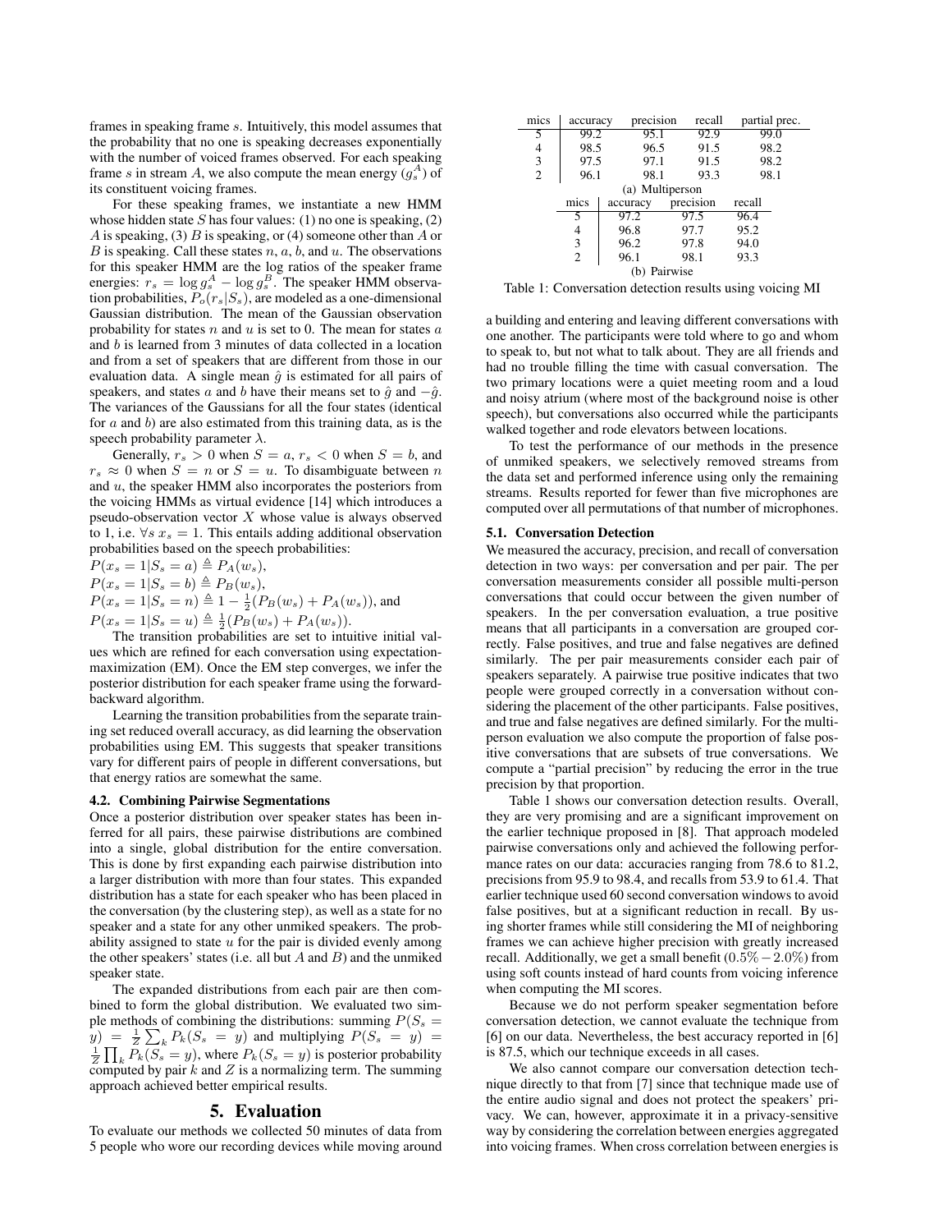frames in speaking frame $s$. Intuitively, this model assumes that the probability that no one is speaking decreases exponentially with the number of voiced frames observed. For each speaking frame $s$ in stream $A$, we also compute the mean energy ($g_s^A$) of its constituent voicing frames.

For these speaking frames, we instantiate a new HMM whose hidden state $S$ has four values: (1) no one is speaking, (2) $A$ is speaking, (3) $B$ is speaking, or (4) someone other than $A$ or $B$ is speaking. Call these states $n$, $a$, $b$, and $u$. The observations for this speaker HMM are the log ratios of the speaker frame energies: $r_s = \log g_s^A - \log g_s^B$. The speaker HMM observation probabilities, $P_o(r_s|S_s)$, are modeled as a one-dimensional Gaussian distribution. The mean of the Gaussian observation probability for states $n$ and $u$ is set to 0. The mean for states $a$ and $b$ is learned from 3 minutes of data collected in a location and from a set of speakers that are different from those in our evaluation data. A single mean $\hat{g}$ is estimated for all pairs of speakers, and states $a$ and $b$ have their means set to $\hat{g}$ and $-\hat{g}$. The variances of the Gaussians for all the four states (identical for $a$ and $b$) are also estimated from this training data, as is the speech probability parameter $\lambda$.

Generally, $r_s > 0$ when $S = a$, $r_s < 0$ when $S = b$, and $r_s \approx 0$ when $S = n$ or $S = u$. To disambiguate between $n$ and $u$, the speaker HMM also incorporates the posteriors from the voicing HMMs as virtual evidence [14] which introduces a pseudo-observation vector $X$ whose value is always observed to 1, i.e. $\forall s\ x_s = 1$. This entails adding additional observation probabilities based on the speech probabilities:

$P(x_s = 1|S_s = a) \triangleq P_A(w_s)$,
$P(x_s = 1|S_s = b) \triangleq P_B(w_s)$,
$P(x_s = 1|S_s = n) \triangleq 1 - \frac{1}{2}(P_B(w_s) + P_A(w_s))$, and
$P(x_s = 1|S_s = u) \triangleq \frac{1}{2}(P_B(w_s) + P_A(w_s))$.

The transition probabilities are set to intuitive initial values which are refined for each conversation using expectation-maximization (EM). Once the EM step converges, we infer the posterior distribution for each speaker frame using the forward-backward algorithm.

Learning the transition probabilities from the separate training set reduced overall accuracy, as did learning the observation probabilities using EM. This suggests that speaker transitions vary for different pairs of people in different conversations, but that energy ratios are somewhat the same.

### 4.2. Combining Pairwise Segmentations

Once a posterior distribution over speaker states has been inferred for all pairs, these pairwise distributions are combined into a single, global distribution for the entire conversation. This is done by first expanding each pairwise distribution into a larger distribution with more than four states. This expanded distribution has a state for each speaker who has been placed in the conversation (by the clustering step), as well as a state for no speaker and a state for any other unmiked speakers. The probability assigned to state $u$ for the pair is divided evenly among the other speakers' states (i.e. all but $A$ and $B$) and the unmiked speaker state.

The expanded distributions from each pair are then combined to form the global distribution. We evaluated two simple methods of combining the distributions: summing $P(S_s = y) = \frac{1}{Z}\sum_k P_k(S_s = y)$ and multiplying $P(S_s = y) = \frac{1}{Z}\prod_k P_k(S_s = y)$, where $P_k(S_s = y)$ is posterior probability computed by pair $k$ and $Z$ is a normalizing term. The summing approach achieved better empirical results.

## 5. Evaluation

To evaluate our methods we collected 50 minutes of data from 5 people who wore our recording devices while moving around a building and entering and leaving different conversations with one another. The participants were told where to go and whom to speak to, but not what to talk about. They are all friends and had no trouble filling the time with casual conversation. The two primary locations were a quiet meeting room and a loud and noisy atrium (where most of the background noise is other speech), but conversations also occurred while the participants walked together and rode elevators between locations.

To test the performance of our methods in the presence of unmiked speakers, we selectively removed streams from the data set and performed inference using only the remaining streams. Results reported for fewer than five microphones are computed over all permutations of that number of microphones.

| mics | accuracy | precision | recall | partial prec. |
|---|---|---|---|---|
| 5 | 99.2 | 95.1 | 92.9 | 99.0 |
| 4 | 98.5 | 96.5 | 91.5 | 98.2 |
| 3 | 97.5 | 97.1 | 91.5 | 98.2 |
| 2 | 96.1 | 98.1 | 93.3 | 98.1 |

(a) Multiperson

| mics | accuracy | precision | recall |
|---|---|---|---|
| 5 | 97.2 | 97.5 | 96.4 |
| 4 | 96.8 | 97.7 | 95.2 |
| 3 | 96.2 | 97.8 | 94.0 |
| 2 | 96.1 | 98.1 | 93.3 |

(b) Pairwise

Table 1: Conversation detection results using voicing MI

### 5.1. Conversation Detection

We measured the accuracy, precision, and recall of conversation detection in two ways: per conversation and per pair. The per conversation measurements consider all possible multi-person conversations that could occur between the given number of speakers. In the per conversation evaluation, a true positive means that all participants in a conversation are grouped correctly. False positives, and true and false negatives are defined similarly. The per pair measurements consider each pair of speakers separately. A pairwise true positive indicates that two people were grouped correctly in a conversation without considering the placement of the other participants. False positives, and true and false negatives are defined similarly. For the multi-person evaluation we also compute the proportion of false positive conversations that are subsets of true conversations. We compute a "partial precision" by reducing the error in the true precision by that proportion.

Table 1 shows our conversation detection results. Overall, they are very promising and are a significant improvement on the earlier technique proposed in [8]. That approach modeled pairwise conversations only and achieved the following performance rates on our data: accuracies ranging from 78.6 to 81.2, precisions from 95.9 to 98.4, and recalls from 53.9 to 61.4. That earlier technique used 60 second conversation windows to avoid false positives, but at a significant reduction in recall. By using shorter frames while still considering the MI of neighboring frames we can achieve higher precision with greatly increased recall. Additionally, we get a small benefit ($0.5\% - 2.0\%$) from using soft counts instead of hard counts from voicing inference when computing the MI scores.

Because we do not perform speaker segmentation before conversation detection, we cannot evaluate the technique from [6] on our data. Nevertheless, the best accuracy reported in [6] is 87.5, which our technique exceeds in all cases.

We also cannot compare our conversation detection technique directly to that from [7] since that technique made use of the entire audio signal and does not protect the speakers' privacy. We can, however, approximate it in a privacy-sensitive way by considering the correlation between energies aggregated into voicing frames. When cross correlation between energies is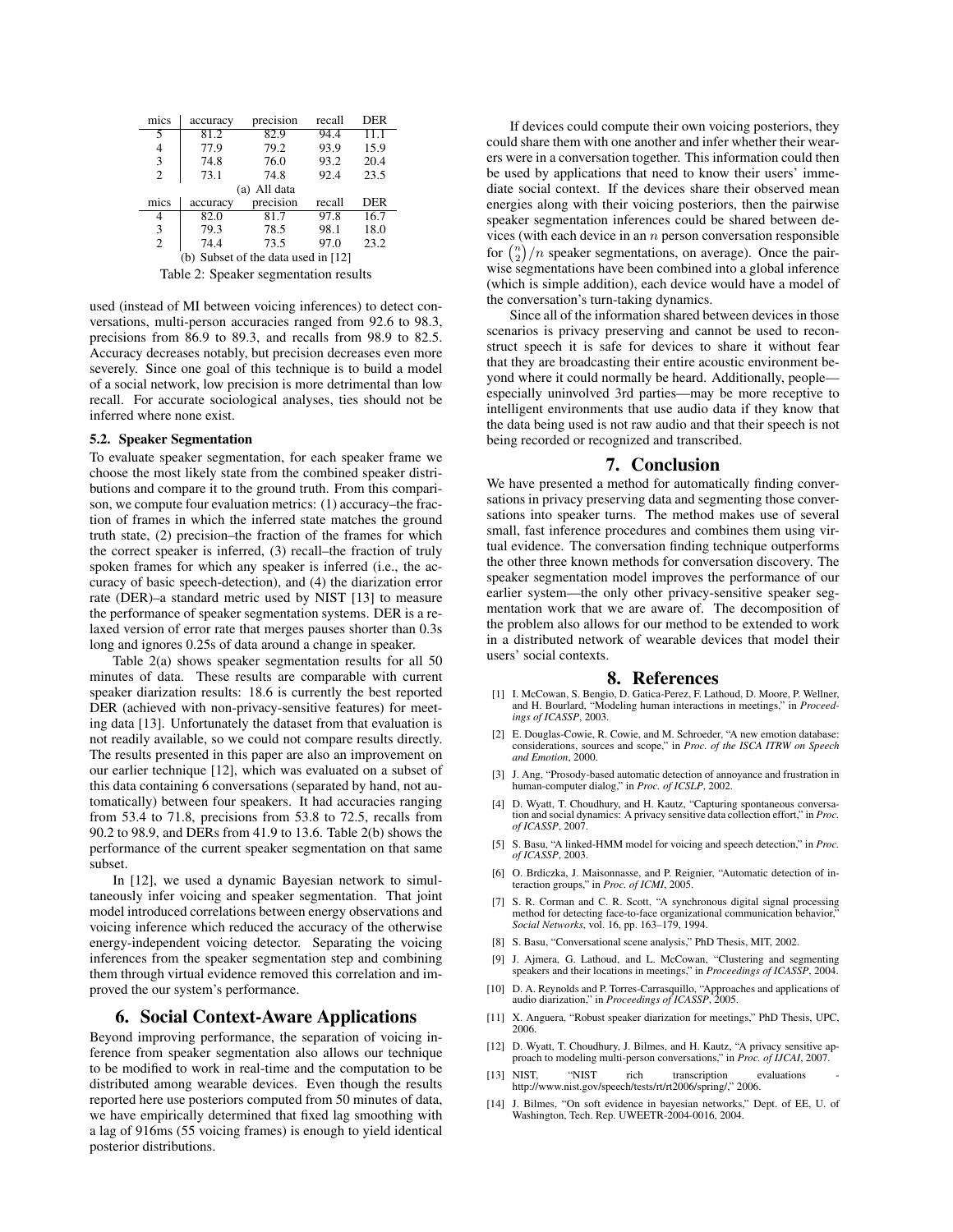| mics | accuracy | precision | recall | DER |
|---|---|---|---|---|
| 5 | 81.2 | 82.9 | 94.4 | 11.1 |
| 4 | 77.9 | 79.2 | 93.9 | 15.9 |
| 3 | 74.8 | 76.0 | 93.2 | 20.4 |
| 2 | 73.1 | 74.8 | 92.4 | 23.5 |

(a) All data

| mics | accuracy | precision | recall | DER |
|---|---|---|---|---|
| 4 | 82.0 | 81.7 | 97.8 | 16.7 |
| 3 | 79.3 | 78.5 | 98.1 | 18.0 |
| 2 | 74.4 | 73.5 | 97.0 | 23.2 |

(b) Subset of the data used in [12]

Table 2: Speaker segmentation results

used (instead of MI between voicing inferences) to detect conversations, multi-person accuracies ranged from 92.6 to 98.3, precisions from 86.9 to 89.3, and recalls from 98.9 to 82.5. Accuracy decreases notably, but precision decreases even more severely. Since one goal of this technique is to build a model of a social network, low precision is more detrimental than low recall. For accurate sociological analyses, ties should not be inferred where none exist.

### 5.2. Speaker Segmentation

To evaluate speaker segmentation, for each speaker frame we choose the most likely state from the combined speaker distributions and compare it to the ground truth. From this comparison, we compute four evaluation metrics: (1) accuracy–the fraction of frames in which the inferred state matches the ground truth state, (2) precision–the fraction of the frames for which the correct speaker is inferred, (3) recall–the fraction of truly spoken frames for which any speaker is inferred (i.e., the accuracy of basic speech-detection), and (4) the diarization error rate (DER)–a standard metric used by NIST [13] to measure the performance of speaker segmentation systems. DER is a relaxed version of error rate that merges pauses shorter than 0.3s long and ignores 0.25s of data around a change in speaker.

Table 2(a) shows speaker segmentation results for all 50 minutes of data. These results are comparable with current speaker diarization results: 18.6 is currently the best reported DER (achieved with non-privacy-sensitive features) for meeting data [13]. Unfortunately the dataset from that evaluation is not readily available, so we could not compare results directly. The results presented in this paper are also an improvement on our earlier technique [12], which was evaluated on a subset of this data containing 6 conversations (separated by hand, not automatically) between four speakers. It had accuracies ranging from 53.4 to 71.8, precisions from 53.8 to 72.5, recalls from 90.2 to 98.9, and DERs from 41.9 to 13.6. Table 2(b) shows the performance of the current speaker segmentation on that same subset.

In [12], we used a dynamic Bayesian network to simultaneously infer voicing and speaker segmentation. That joint model introduced correlations between energy observations and voicing inference which reduced the accuracy of the otherwise energy-independent voicing detector. Separating the voicing inferences from the speaker segmentation step and combining them through virtual evidence removed this correlation and improved the our system's performance.

## 6. Social Context-Aware Applications

Beyond improving performance, the separation of voicing inference from speaker segmentation also allows our technique to be modified to work in real-time and the computation to be distributed among wearable devices. Even though the results reported here use posteriors computed from 50 minutes of data, we have empirically determined that fixed lag smoothing with a lag of 916ms (55 voicing frames) is enough to yield identical posterior distributions.

If devices could compute their own voicing posteriors, they could share them with one another and infer whether their wearers were in a conversation together. This information could then be used by applications that need to know their users' immediate social context. If the devices share their observed mean energies along with their voicing posteriors, then the pairwise speaker segmentation inferences could be shared between devices (with each device in an $n$ person conversation responsible for $\binom{n}{2}/n$ speaker segmentations, on average). Once the pairwise segmentations have been combined into a global inference (which is simple addition), each device would have a model of the conversation's turn-taking dynamics.

Since all of the information shared between devices in those scenarios is privacy preserving and cannot be used to reconstruct speech it is safe for devices to share it without fear that they are broadcasting their entire acoustic environment beyond where it could normally be heard. Additionally, people—especially uninvolved 3rd parties—may be more receptive to intelligent environments that use audio data if they know that the data being used is not raw audio and that their speech is not being recorded or recognized and transcribed.

## 7. Conclusion

We have presented a method for automatically finding conversations in privacy preserving data and segmenting those conversations into speaker turns. The method makes use of several small, fast inference procedures and combines them using virtual evidence. The conversation finding technique outperforms the other three known methods for conversation discovery. The speaker segmentation model improves the performance of our earlier system—the only other privacy-sensitive speaker segmentation work that we are aware of. The decomposition of the problem also allows for our method to be extended to work in a distributed network of wearable devices that model their users' social contexts.

## 8. References

[1] I. McCowan, S. Bengio, D. Gatica-Perez, F. Lathoud, D. Moore, P. Wellner, and H. Bourlard, "Modeling human interactions in meetings," in *Proceedings of ICASSP*, 2003.

[2] E. Douglas-Cowie, R. Cowie, and M. Schroeder, "A new emotion database: considerations, sources and scope," in *Proc. of the ISCA ITRW on Speech and Emotion*, 2000.

[3] J. Ang, "Prosody-based automatic detection of annoyance and frustration in human-computer dialog," in *Proc. of ICSLP*, 2002.

[4] D. Wyatt, T. Choudhury, and H. Kautz, "Capturing spontaneous conversation and social dynamics: A privacy sensitive data collection effort," in *Proc. of ICASSP*, 2007.

[5] S. Basu, "A linked-HMM model for voicing and speech detection," in *Proc. of ICASSP*, 2003.

[6] O. Brdiczka, J. Maisonnasse, and P. Reignier, "Automatic detection of interaction groups," in *Proc. of ICMI*, 2005.

[7] S. R. Corman and C. R. Scott, "A synchronous digital signal processing method for detecting face-to-face organizational communication behavior," *Social Networks*, vol. 16, pp. 163–179, 1994.

[8] S. Basu, "Conversational scene analysis," PhD Thesis, MIT, 2002.

[9] J. Ajmera, G. Lathoud, and L. McCowan, "Clustering and segmenting speakers and their locations in meetings," in *Proceedings of ICASSP*, 2004.

[10] D. A. Reynolds and P. Torres-Carrasquillo, "Approaches and applications of audio diarization," in *Proceedings of ICASSP*, 2005.

[11] X. Anguera, "Robust speaker diarization for meetings," PhD Thesis, UPC, 2006.

[12] D. Wyatt, T. Choudhury, J. Bilmes, and H. Kautz, "A privacy sensitive approach to modeling multi-person conversations," in *Proc. of IJCAI*, 2007.

[13] NIST, "NIST rich transcription evaluations - http://www.nist.gov/speech/tests/rt/rt2006/spring/," 2006.

[14] J. Bilmes, "On soft evidence in bayesian networks," Dept. of EE, U. of Washington, Tech. Rep. UWEETR-2004-0016, 2004.